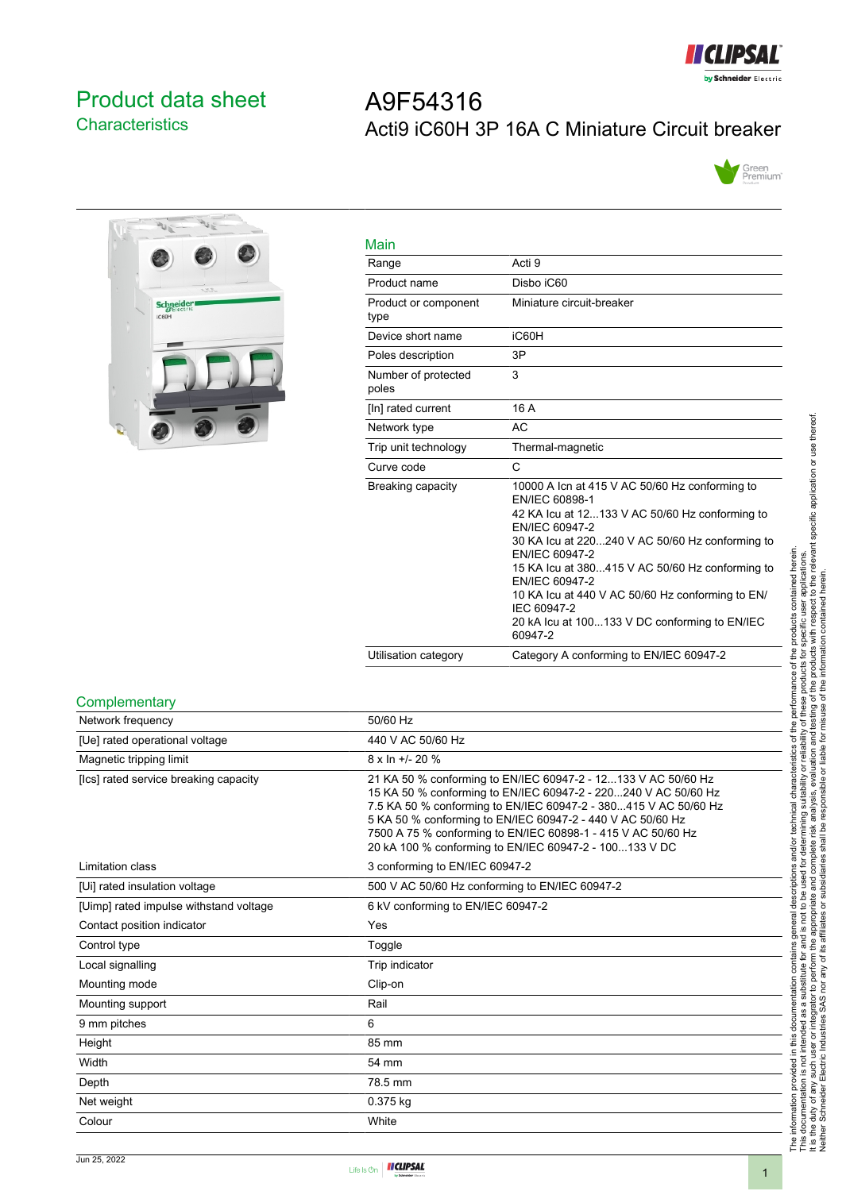# Product data sheet
## Characteristics

# A9F54316
Acti9 iC60H 3P 16A C Miniature Circuit breaker

## Main

| | |
|---|---|
| Range | Acti 9 |
| Product name | Disbo iC60 |
| Product or component type | Miniature circuit-breaker |
| Device short name | iC60H |
| Poles description | 3P |
| Number of protected poles | 3 |
| [In] rated current | 16 A |
| Network type | AC |
| Trip unit technology | Thermal-magnetic |
| Curve code | C |
| Breaking capacity | 10000 A Icn at 415 V AC 50/60 Hz conforming to EN/IEC 60898-1<br>42 KA Icu at 12...133 V AC 50/60 Hz conforming to EN/IEC 60947-2<br>30 KA Icu at 220...240 V AC 50/60 Hz conforming to EN/IEC 60947-2<br>15 KA Icu at 380...415 V AC 50/60 Hz conforming to EN/IEC 60947-2<br>10 KA Icu at 440 V AC 50/60 Hz conforming to EN/IEC 60947-2<br>20 kA Icu at 100...133 V DC conforming to EN/IEC 60947-2 |
| Utilisation category | Category A conforming to EN/IEC 60947-2 |

## Complementary

| | |
|---|---|
| Network frequency | 50/60 Hz |
| [Ue] rated operational voltage | 440 V AC 50/60 Hz |
| Magnetic tripping limit | 8 x In +/- 20 % |
| [Ics] rated service breaking capacity | 21 KA 50 % conforming to EN/IEC 60947-2 - 12...133 V AC 50/60 Hz<br>15 KA 50 % conforming to EN/IEC 60947-2 - 220...240 V AC 50/60 Hz<br>7.5 KA 50 % conforming to EN/IEC 60947-2 - 380...415 V AC 50/60 Hz<br>5 KA 50 % conforming to EN/IEC 60947-2 - 440 V AC 50/60 Hz<br>7500 A 75 % conforming to EN/IEC 60898-1 - 415 V AC 50/60 Hz<br>20 kA 100 % conforming to EN/IEC 60947-2 - 100...133 V DC |
| Limitation class | 3 conforming to EN/IEC 60947-2 |
| [Ui] rated insulation voltage | 500 V AC 50/60 Hz conforming to EN/IEC 60947-2 |
| [Uimp] rated impulse withstand voltage | 6 kV conforming to EN/IEC 60947-2 |
| Contact position indicator | Yes |
| Control type | Toggle |
| Local signalling | Trip indicator |
| Mounting mode | Clip-on |
| Mounting support | Rail |
| 9 mm pitches | 6 |
| Height | 85 mm |
| Width | 54 mm |
| Depth | 78.5 mm |
| Net weight | 0.375 kg |
| Colour | White |

The information provided in this documentation contains general descriptions and/or technical characteristics of the performance of the products contained herein. This documentation is not intended as a substitute for and is not to be used for determining suitability or reliability of these products for specific user applications. It is the duty of any such user or integrator to perform the appropriate and complete risk analysis, evaluation and testing of the products with respect to the relevant specific application or use thereof. Neither Schneider Electric Industries SAS nor any of its affiliates or subsidiaries shall be responsible or liable for misuse of the information contained herein.

Jun 25, 2022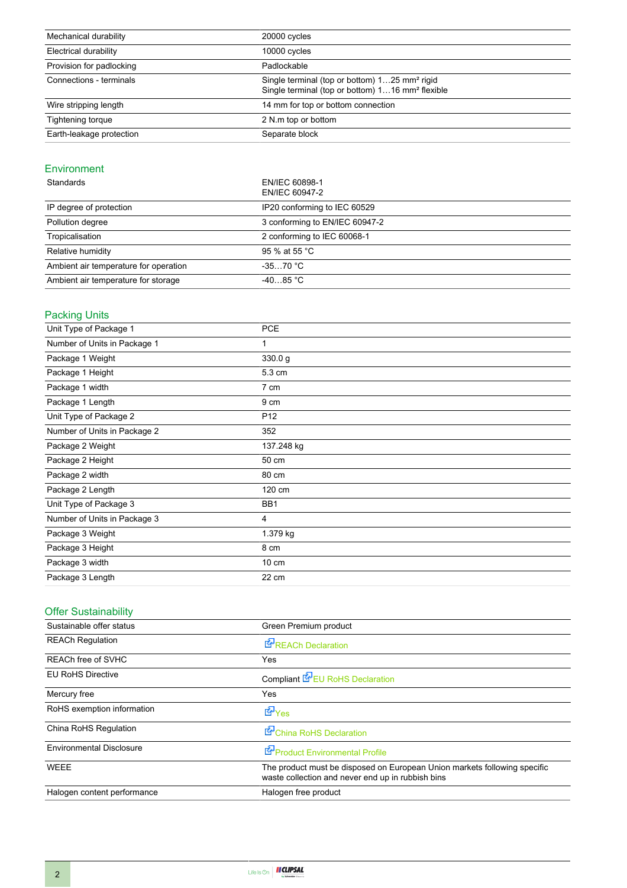| | |
|---|---|
| Mechanical durability | 20000 cycles |
| Electrical durability | 10000 cycles |
| Provision for padlocking | Padlockable |
| Connections - terminals | Single terminal (top or bottom) 1…25 mm² rigid<br>Single terminal (top or bottom) 1…16 mm² flexible |
| Wire stripping length | 14 mm for top or bottom connection |
| Tightening torque | 2 N.m top or bottom |
| Earth-leakage protection | Separate block |

## Environment

| | |
|---|---|
| Standards | EN/IEC 60898-1<br>EN/IEC 60947-2 |
| IP degree of protection | IP20 conforming to IEC 60529 |
| Pollution degree | 3 conforming to EN/IEC 60947-2 |
| Tropicalisation | 2 conforming to IEC 60068-1 |
| Relative humidity | 95 % at 55 °C |
| Ambient air temperature for operation | -35…70 °C |
| Ambient air temperature for storage | -40…85 °C |

## Packing Units

| | |
|---|---|
| Unit Type of Package 1 | PCE |
| Number of Units in Package 1 | 1 |
| Package 1 Weight | 330.0 g |
| Package 1 Height | 5.3 cm |
| Package 1 width | 7 cm |
| Package 1 Length | 9 cm |
| Unit Type of Package 2 | P12 |
| Number of Units in Package 2 | 352 |
| Package 2 Weight | 137.248 kg |
| Package 2 Height | 50 cm |
| Package 2 width | 80 cm |
| Package 2 Length | 120 cm |
| Unit Type of Package 3 | BB1 |
| Number of Units in Package 3 | 4 |
| Package 3 Weight | 1.379 kg |
| Package 3 Height | 8 cm |
| Package 3 width | 10 cm |
| Package 3 Length | 22 cm |

## Offer Sustainability

| | |
|---|---|
| Sustainable offer status | Green Premium product |
| REACh Regulation | REACh Declaration |
| REACh free of SVHC | Yes |
| EU RoHS Directive | Compliant EU RoHS Declaration |
| Mercury free | Yes |
| RoHS exemption information | Yes |
| China RoHS Regulation | China RoHS Declaration |
| Environmental Disclosure | Product Environmental Profile |
| WEEE | The product must be disposed on European Union markets following specific waste collection and never end up in rubbish bins |
| Halogen content performance | Halogen free product |